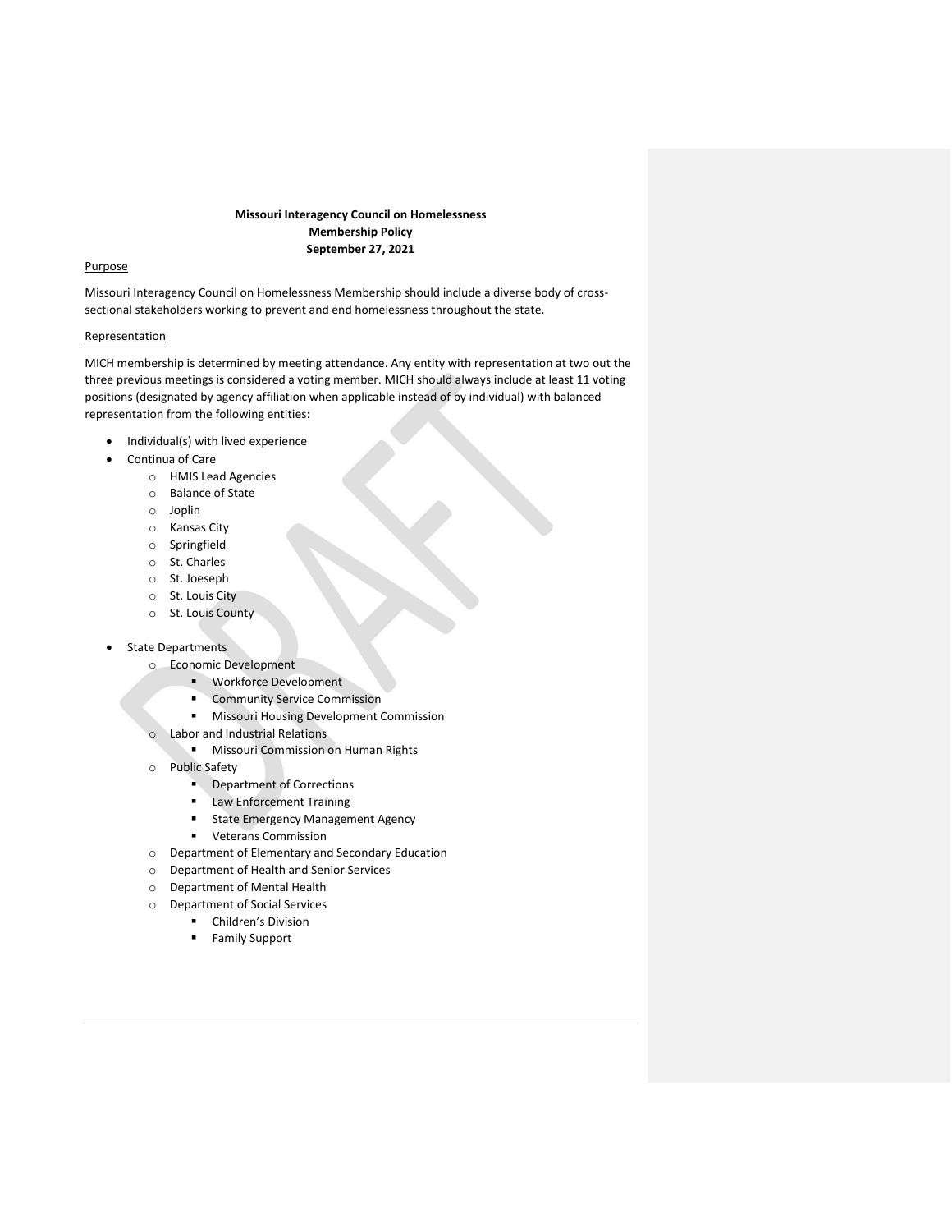**Missouri Interagency Council on Homelessness**
**Membership Policy**
**September 27, 2021**

Purpose

Missouri Interagency Council on Homelessness Membership should include a diverse body of cross-sectional stakeholders working to prevent and end homelessness throughout the state.

Representation

MICH membership is determined by meeting attendance. Any entity with representation at two out the three previous meetings is considered a voting member. MICH should always include at least 11 voting positions (designated by agency affiliation when applicable instead of by individual) with balanced representation from the following entities:

- Individual(s) with lived experience
- Continua of Care
    - HMIS Lead Agencies
    - Balance of State
    - Joplin
    - Kansas City
    - Springfield
    - St. Charles
    - St. Joeseph
    - St. Louis City
    - St. Louis County
- State Departments
    - Economic Development
        - Workforce Development
        - Community Service Commission
        - Missouri Housing Development Commission
    - Labor and Industrial Relations
        - Missouri Commission on Human Rights
    - Public Safety
        - Department of Corrections
        - Law Enforcement Training
        - State Emergency Management Agency
        - Veterans Commission
    - Department of Elementary and Secondary Education
    - Department of Health and Senior Services
    - Department of Mental Health
    - Department of Social Services
        - Children's Division
        - Family Support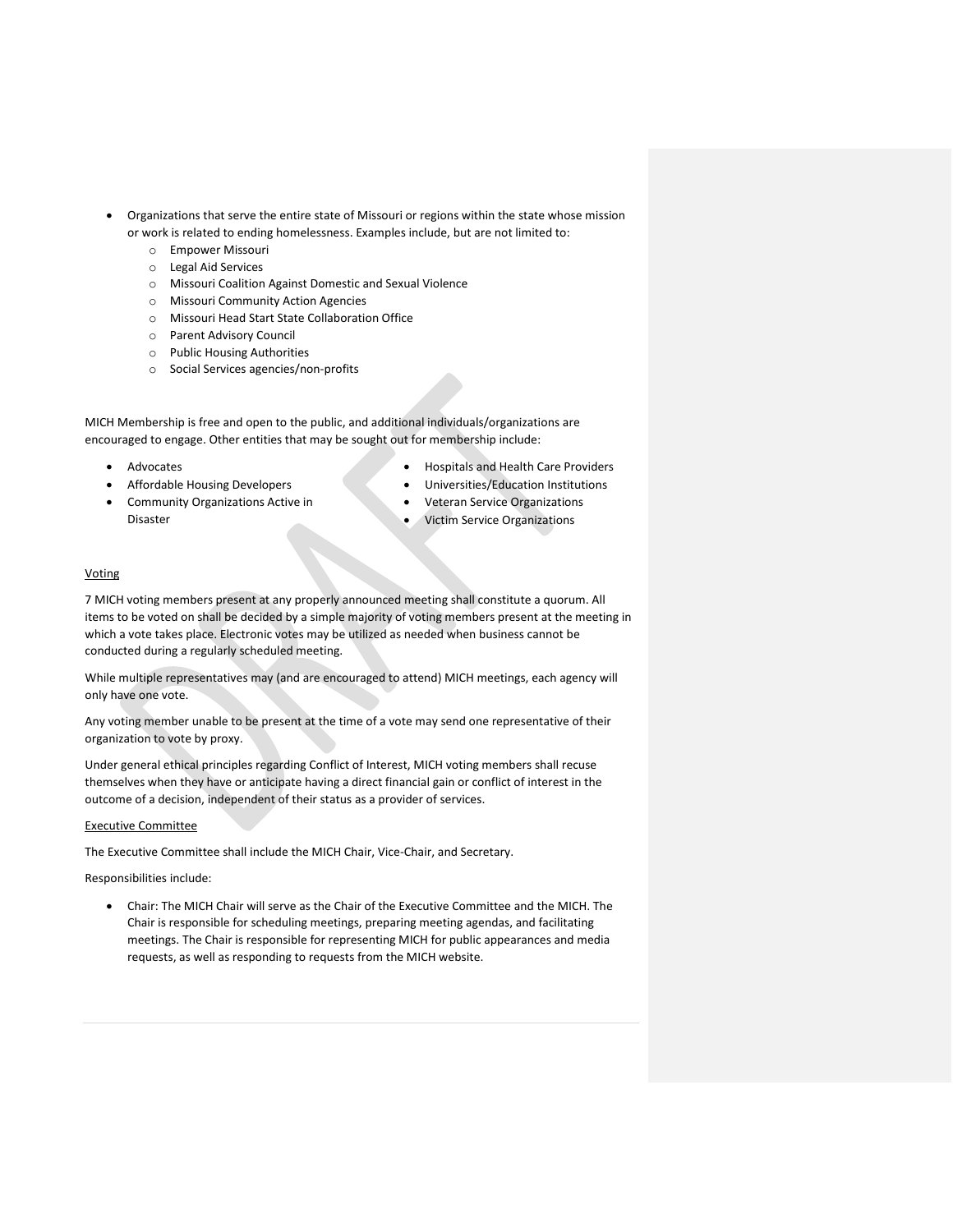- Organizations that serve the entire state of Missouri or regions within the state whose mission or work is related to ending homelessness. Examples include, but are not limited to:
  - Empower Missouri
  - Legal Aid Services
  - Missouri Coalition Against Domestic and Sexual Violence
  - Missouri Community Action Agencies
  - Missouri Head Start State Collaboration Office
  - Parent Advisory Council
  - Public Housing Authorities
  - Social Services agencies/non-profits

MICH Membership is free and open to the public, and additional individuals/organizations are encouraged to engage. Other entities that may be sought out for membership include:

- Advocates
- Affordable Housing Developers
- Community Organizations Active in Disaster
- Hospitals and Health Care Providers
- Universities/Education Institutions
- Veteran Service Organizations
- Victim Service Organizations

Voting

7 MICH voting members present at any properly announced meeting shall constitute a quorum. All items to be voted on shall be decided by a simple majority of voting members present at the meeting in which a vote takes place. Electronic votes may be utilized as needed when business cannot be conducted during a regularly scheduled meeting.

While multiple representatives may (and are encouraged to attend) MICH meetings, each agency will only have one vote.

Any voting member unable to be present at the time of a vote may send one representative of their organization to vote by proxy.

Under general ethical principles regarding Conflict of Interest, MICH voting members shall recuse themselves when they have or anticipate having a direct financial gain or conflict of interest in the outcome of a decision, independent of their status as a provider of services.

Executive Committee

The Executive Committee shall include the MICH Chair, Vice-Chair, and Secretary.

Responsibilities include:

- Chair: The MICH Chair will serve as the Chair of the Executive Committee and the MICH. The Chair is responsible for scheduling meetings, preparing meeting agendas, and facilitating meetings. The Chair is responsible for representing MICH for public appearances and media requests, as well as responding to requests from the MICH website.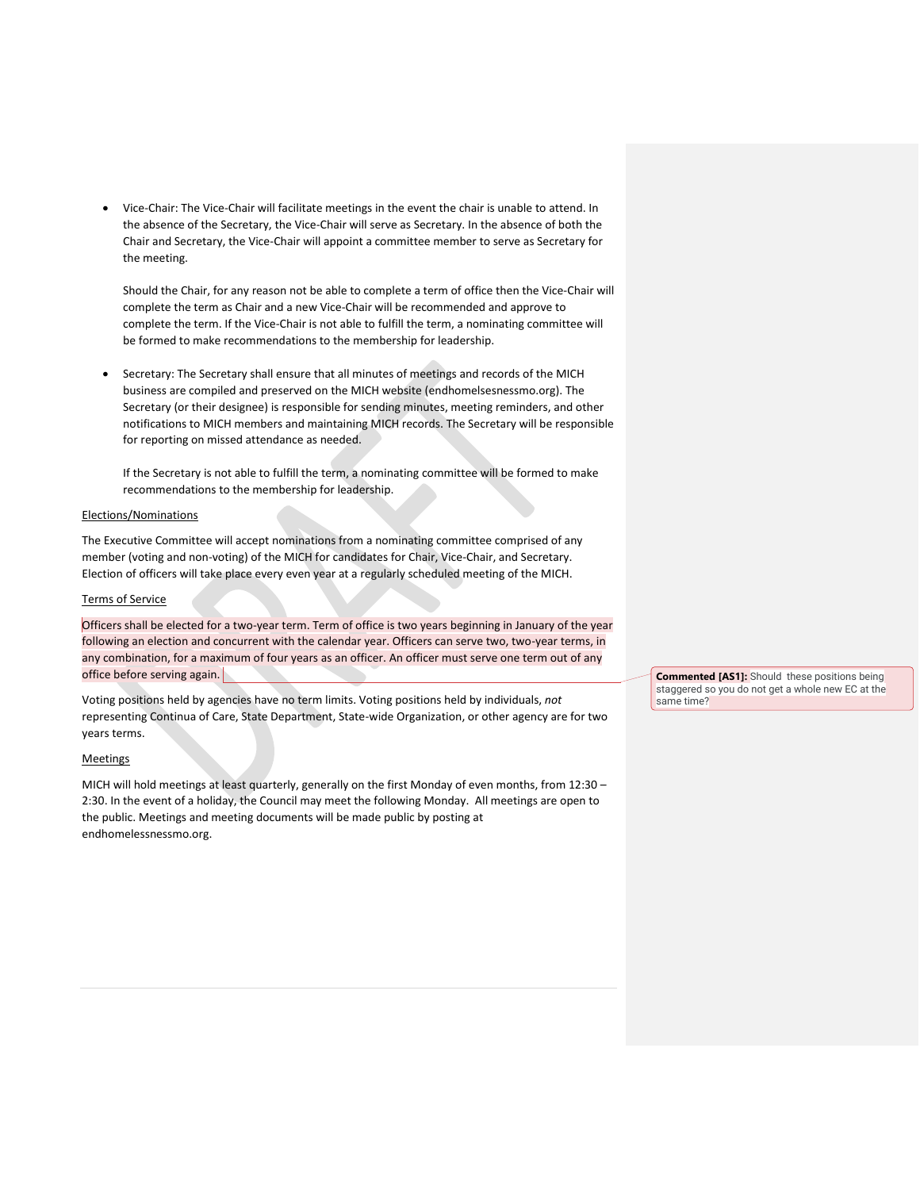- Vice-Chair: The Vice-Chair will facilitate meetings in the event the chair is unable to attend. In the absence of the Secretary, the Vice-Chair will serve as Secretary. In the absence of both the Chair and Secretary, the Vice-Chair will appoint a committee member to serve as Secretary for the meeting.

  Should the Chair, for any reason not be able to complete a term of office then the Vice-Chair will complete the term as Chair and a new Vice-Chair will be recommended and approve to complete the term. If the Vice-Chair is not able to fulfill the term, a nominating committee will be formed to make recommendations to the membership for leadership.

- Secretary: The Secretary shall ensure that all minutes of meetings and records of the MICH business are compiled and preserved on the MICH website (endhomelsesnessmo.org). The Secretary (or their designee) is responsible for sending minutes, meeting reminders, and other notifications to MICH members and maintaining MICH records. The Secretary will be responsible for reporting on missed attendance as needed.

  If the Secretary is not able to fulfill the term, a nominating committee will be formed to make recommendations to the membership for leadership.

Elections/Nominations

The Executive Committee will accept nominations from a nominating committee comprised of any member (voting and non-voting) of the MICH for candidates for Chair, Vice-Chair, and Secretary. Election of officers will take place every even year at a regularly scheduled meeting of the MICH.

Terms of Service

Officers shall be elected for a two-year term. Term of office is two years beginning in January of the year following an election and concurrent with the calendar year. Officers can serve two, two-year terms, in any combination, for a maximum of four years as an officer. An officer must serve one term out of any office before serving again.

**Commented [AS1]:** Should these positions being staggered so you do not get a whole new EC at the same time?

Voting positions held by agencies have no term limits. Voting positions held by individuals, *not* representing Continua of Care, State Department, State-wide Organization, or other agency are for two years terms.

Meetings

MICH will hold meetings at least quarterly, generally on the first Monday of even months, from 12:30 – 2:30. In the event of a holiday, the Council may meet the following Monday. All meetings are open to the public. Meetings and meeting documents will be made public by posting at endhomelessnessmo.org.